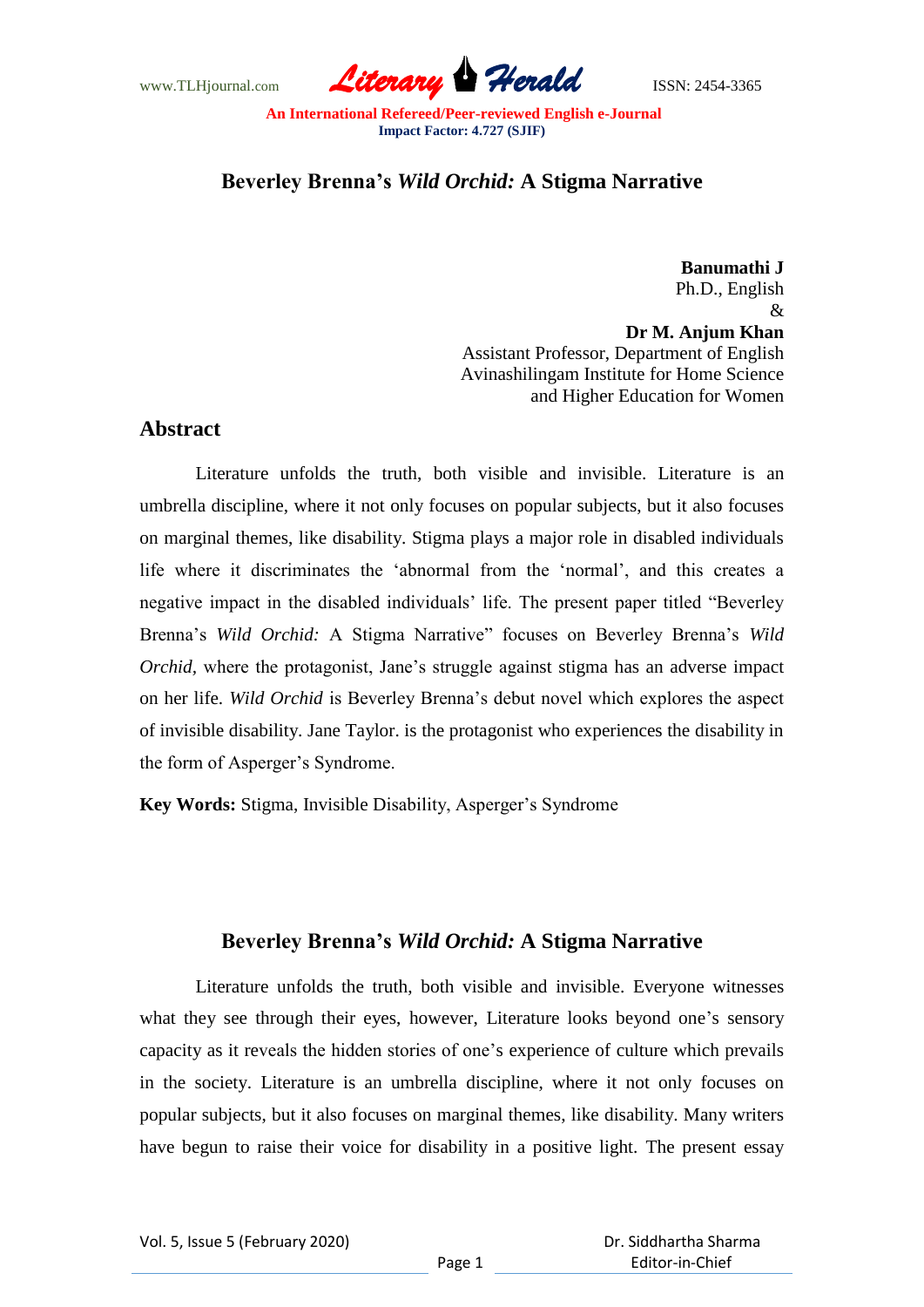# Beverley Brenna's *Wild Orchid:* A Stigma Narrative

**Banumathi J**
Ph.D., English
&
**Dr M. Anjum Khan**
Assistant Professor, Department of English
Avinashilingam Institute for Home Science
and Higher Education for Women

## Abstract

Literature unfolds the truth, both visible and invisible. Literature is an umbrella discipline, where it not only focuses on popular subjects, but it also focuses on marginal themes, like disability. Stigma plays a major role in disabled individuals life where it discriminates the 'abnormal from the 'normal', and this creates a negative impact in the disabled individuals' life. The present paper titled "Beverley Brenna's *Wild Orchid:* A Stigma Narrative" focuses on Beverley Brenna's *Wild Orchid*, where the protagonist, Jane's struggle against stigma has an adverse impact on her life. *Wild Orchid* is Beverley Brenna's debut novel which explores the aspect of invisible disability. Jane Taylor. is the protagonist who experiences the disability in the form of Asperger's Syndrome.

**Key Words:** Stigma, Invisible Disability, Asperger's Syndrome

## Beverley Brenna's *Wild Orchid:* A Stigma Narrative

Literature unfolds the truth, both visible and invisible. Everyone witnesses what they see through their eyes, however, Literature looks beyond one's sensory capacity as it reveals the hidden stories of one's experience of culture which prevails in the society. Literature is an umbrella discipline, where it not only focuses on popular subjects, but it also focuses on marginal themes, like disability. Many writers have begun to raise their voice for disability in a positive light. The present essay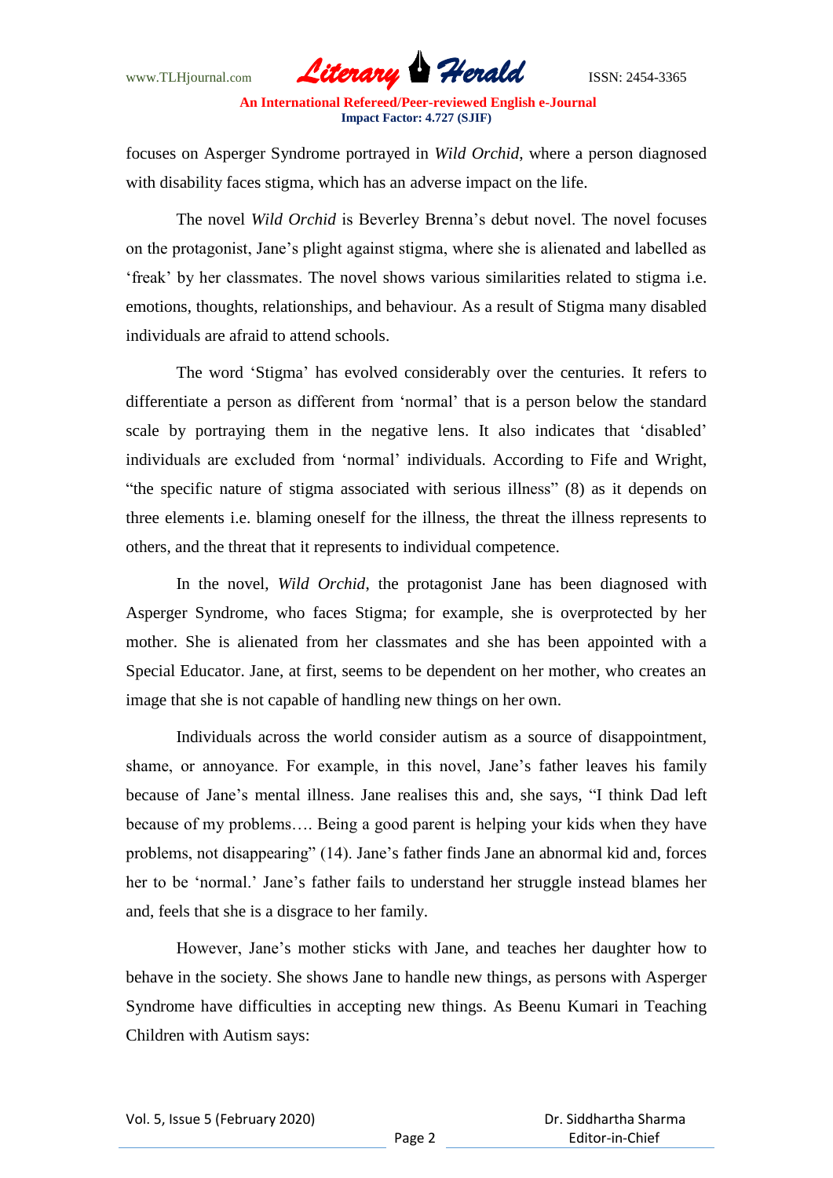focuses on Asperger Syndrome portrayed in *Wild Orchid*, where a person diagnosed with disability faces stigma, which has an adverse impact on the life.

The novel *Wild Orchid* is Beverley Brenna's debut novel. The novel focuses on the protagonist, Jane's plight against stigma, where she is alienated and labelled as 'freak' by her classmates. The novel shows various similarities related to stigma i.e. emotions, thoughts, relationships, and behaviour. As a result of Stigma many disabled individuals are afraid to attend schools.

The word 'Stigma' has evolved considerably over the centuries. It refers to differentiate a person as different from 'normal' that is a person below the standard scale by portraying them in the negative lens. It also indicates that 'disabled' individuals are excluded from 'normal' individuals. According to Fife and Wright, "the specific nature of stigma associated with serious illness" (8) as it depends on three elements i.e. blaming oneself for the illness, the threat the illness represents to others, and the threat that it represents to individual competence.

In the novel, *Wild Orchid*, the protagonist Jane has been diagnosed with Asperger Syndrome, who faces Stigma; for example, she is overprotected by her mother. She is alienated from her classmates and she has been appointed with a Special Educator. Jane, at first, seems to be dependent on her mother, who creates an image that she is not capable of handling new things on her own.

Individuals across the world consider autism as a source of disappointment, shame, or annoyance. For example, in this novel, Jane's father leaves his family because of Jane's mental illness. Jane realises this and, she says, "I think Dad left because of my problems…. Being a good parent is helping your kids when they have problems, not disappearing" (14). Jane's father finds Jane an abnormal kid and, forces her to be 'normal.' Jane's father fails to understand her struggle instead blames her and, feels that she is a disgrace to her family.

However, Jane's mother sticks with Jane, and teaches her daughter how to behave in the society. She shows Jane to handle new things, as persons with Asperger Syndrome have difficulties in accepting new things. As Beenu Kumari in Teaching Children with Autism says: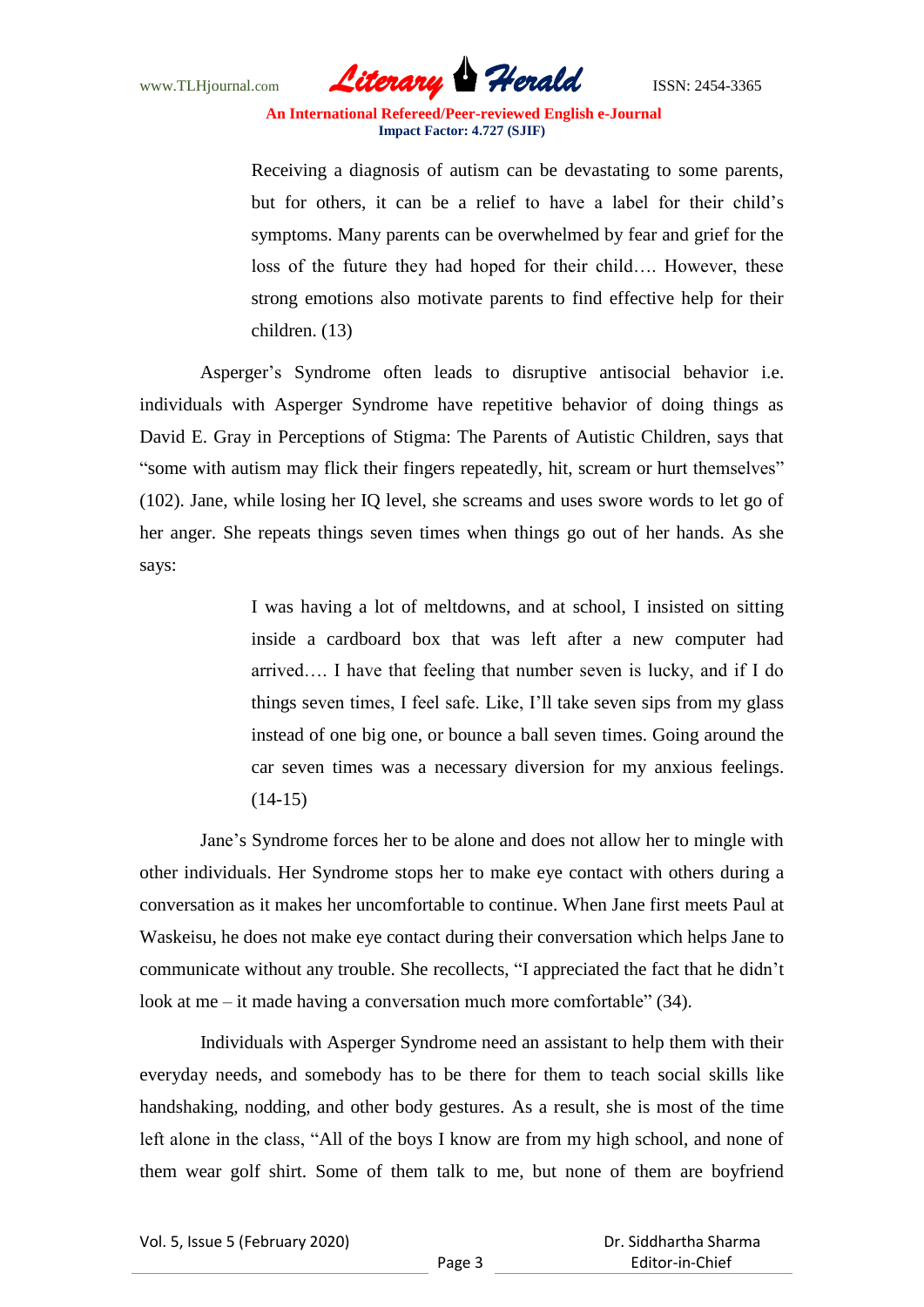> Receiving a diagnosis of autism can be devastating to some parents, but for others, it can be a relief to have a label for their child's symptoms. Many parents can be overwhelmed by fear and grief for the loss of the future they had hoped for their child…. However, these strong emotions also motivate parents to find effective help for their children. (13)

Asperger's Syndrome often leads to disruptive antisocial behavior i.e. individuals with Asperger Syndrome have repetitive behavior of doing things as David E. Gray in Perceptions of Stigma: The Parents of Autistic Children, says that "some with autism may flick their fingers repeatedly, hit, scream or hurt themselves" (102). Jane, while losing her IQ level, she screams and uses swore words to let go of her anger. She repeats things seven times when things go out of her hands. As she says:

> I was having a lot of meltdowns, and at school, I insisted on sitting inside a cardboard box that was left after a new computer had arrived…. I have that feeling that number seven is lucky, and if I do things seven times, I feel safe. Like, I'll take seven sips from my glass instead of one big one, or bounce a ball seven times. Going around the car seven times was a necessary diversion for my anxious feelings. (14-15)

Jane's Syndrome forces her to be alone and does not allow her to mingle with other individuals. Her Syndrome stops her to make eye contact with others during a conversation as it makes her uncomfortable to continue. When Jane first meets Paul at Waskeisu, he does not make eye contact during their conversation which helps Jane to communicate without any trouble. She recollects, "I appreciated the fact that he didn't look at me – it made having a conversation much more comfortable" (34).

Individuals with Asperger Syndrome need an assistant to help them with their everyday needs, and somebody has to be there for them to teach social skills like handshaking, nodding, and other body gestures. As a result, she is most of the time left alone in the class, "All of the boys I know are from my high school, and none of them wear golf shirt. Some of them talk to me, but none of them are boyfriend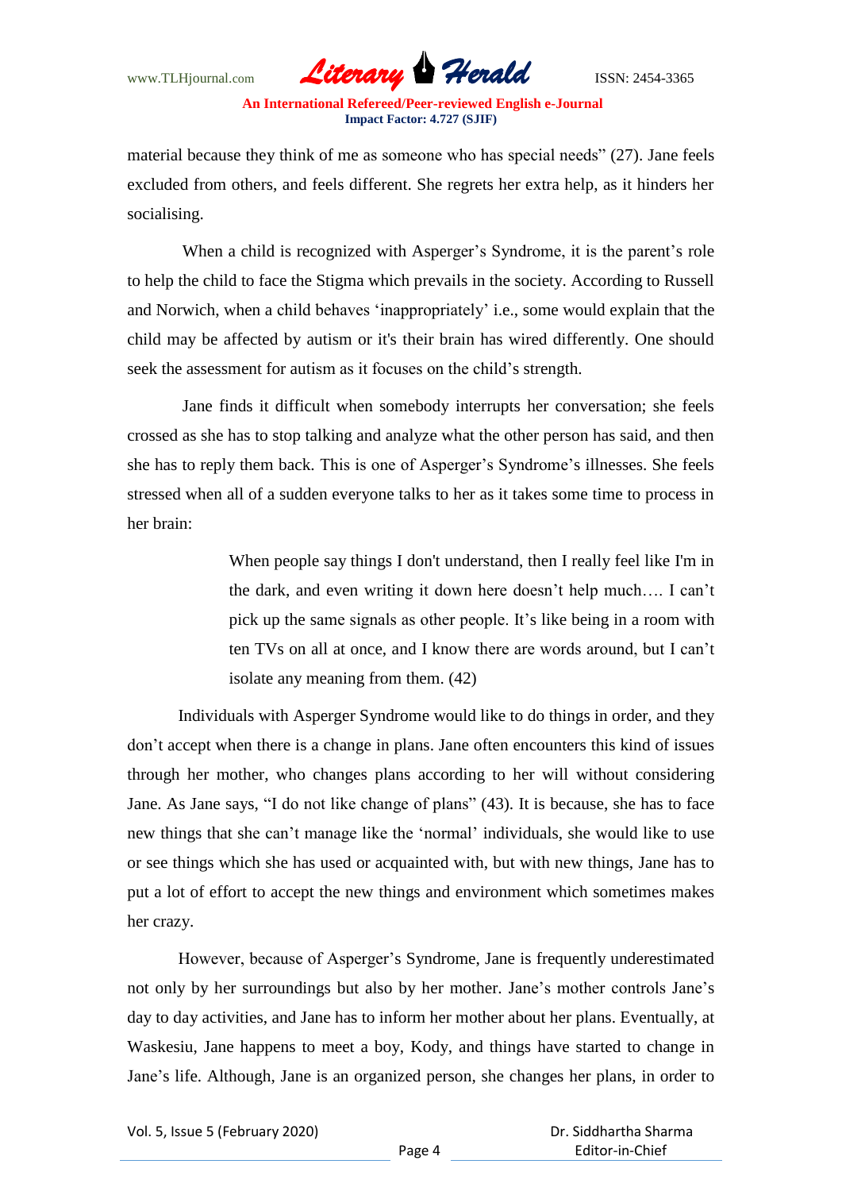material because they think of me as someone who has special needs" (27). Jane feels excluded from others, and feels different. She regrets her extra help, as it hinders her socialising.

When a child is recognized with Asperger's Syndrome, it is the parent's role to help the child to face the Stigma which prevails in the society. According to Russell and Norwich, when a child behaves 'inappropriately' i.e., some would explain that the child may be affected by autism or it's their brain has wired differently. One should seek the assessment for autism as it focuses on the child's strength.

Jane finds it difficult when somebody interrupts her conversation; she feels crossed as she has to stop talking and analyze what the other person has said, and then she has to reply them back. This is one of Asperger's Syndrome's illnesses. She feels stressed when all of a sudden everyone talks to her as it takes some time to process in her brain:

> When people say things I don't understand, then I really feel like I'm in the dark, and even writing it down here doesn't help much…. I can't pick up the same signals as other people. It's like being in a room with ten TVs on all at once, and I know there are words around, but I can't isolate any meaning from them. (42)

Individuals with Asperger Syndrome would like to do things in order, and they don't accept when there is a change in plans. Jane often encounters this kind of issues through her mother, who changes plans according to her will without considering Jane. As Jane says, "I do not like change of plans" (43). It is because, she has to face new things that she can't manage like the 'normal' individuals, she would like to use or see things which she has used or acquainted with, but with new things, Jane has to put a lot of effort to accept the new things and environment which sometimes makes her crazy.

However, because of Asperger's Syndrome, Jane is frequently underestimated not only by her surroundings but also by her mother. Jane's mother controls Jane's day to day activities, and Jane has to inform her mother about her plans. Eventually, at Waskesiu, Jane happens to meet a boy, Kody, and things have started to change in Jane's life. Although, Jane is an organized person, she changes her plans, in order to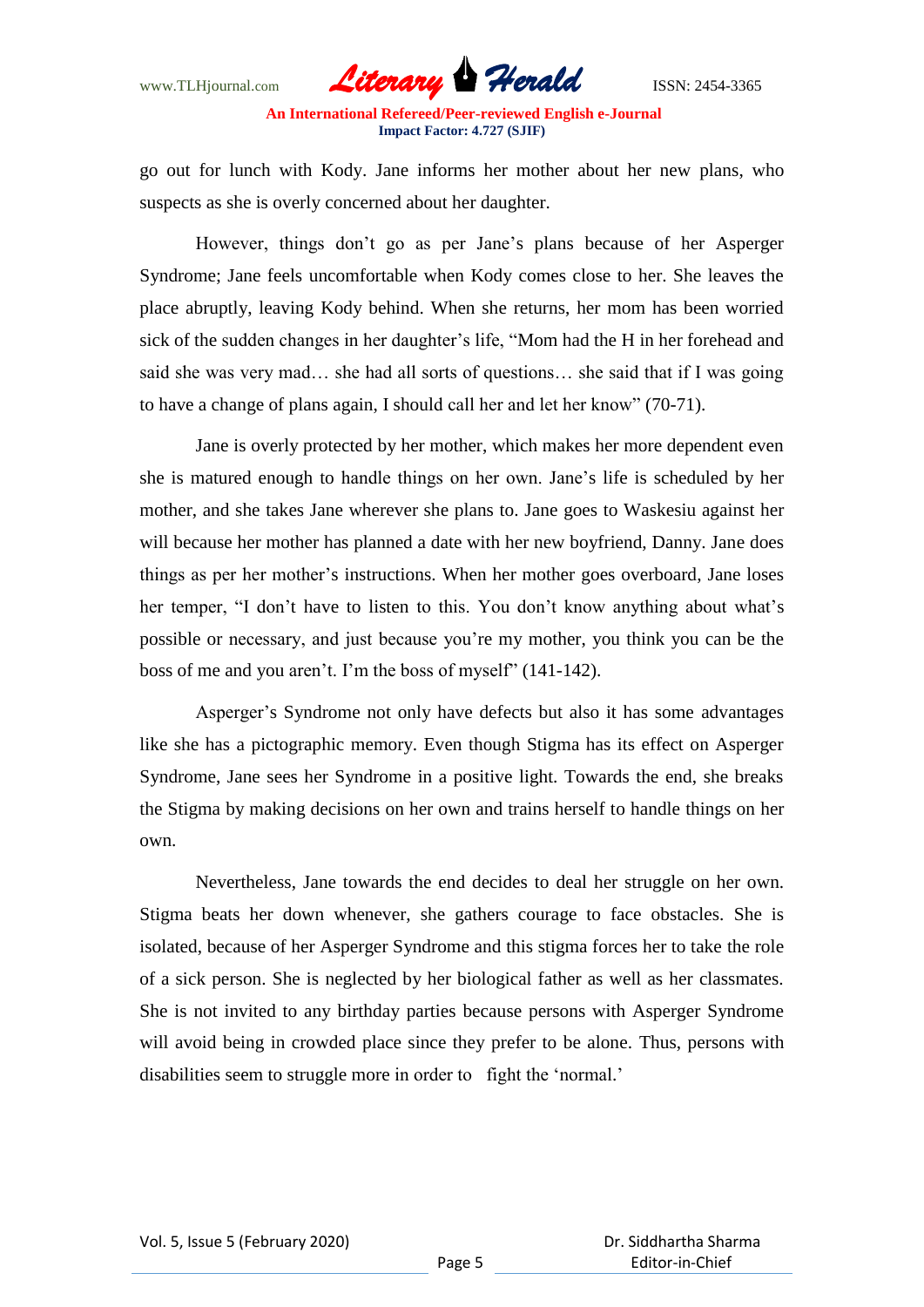go out for lunch with Kody. Jane informs her mother about her new plans, who suspects as she is overly concerned about her daughter.

However, things don't go as per Jane's plans because of her Asperger Syndrome; Jane feels uncomfortable when Kody comes close to her. She leaves the place abruptly, leaving Kody behind. When she returns, her mom has been worried sick of the sudden changes in her daughter's life, "Mom had the H in her forehead and said she was very mad… she had all sorts of questions… she said that if I was going to have a change of plans again, I should call her and let her know" (70-71).

Jane is overly protected by her mother, which makes her more dependent even she is matured enough to handle things on her own. Jane's life is scheduled by her mother, and she takes Jane wherever she plans to. Jane goes to Waskesiu against her will because her mother has planned a date with her new boyfriend, Danny. Jane does things as per her mother's instructions. When her mother goes overboard, Jane loses her temper, "I don't have to listen to this. You don't know anything about what's possible or necessary, and just because you're my mother, you think you can be the boss of me and you aren't. I'm the boss of myself" (141-142).

Asperger's Syndrome not only have defects but also it has some advantages like she has a pictographic memory. Even though Stigma has its effect on Asperger Syndrome, Jane sees her Syndrome in a positive light. Towards the end, she breaks the Stigma by making decisions on her own and trains herself to handle things on her own.

Nevertheless, Jane towards the end decides to deal her struggle on her own. Stigma beats her down whenever, she gathers courage to face obstacles. She is isolated, because of her Asperger Syndrome and this stigma forces her to take the role of a sick person. She is neglected by her biological father as well as her classmates. She is not invited to any birthday parties because persons with Asperger Syndrome will avoid being in crowded place since they prefer to be alone. Thus, persons with disabilities seem to struggle more in order to fight the 'normal.'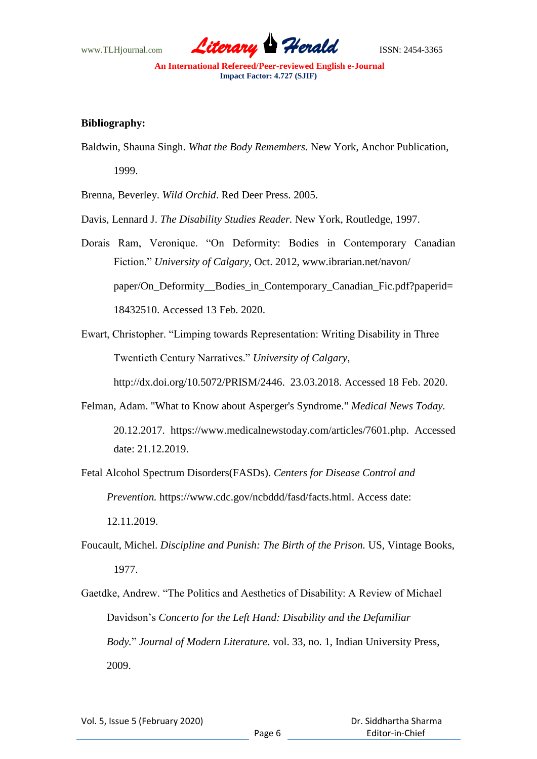**Bibliography:**

Baldwin, Shauna Singh. *What the Body Remembers.* New York, Anchor Publication, 1999.

Brenna, Beverley. *Wild Orchid*. Red Deer Press. 2005.

Davis, Lennard J. *The Disability Studies Reader.* New York, Routledge, 1997.

Dorais Ram, Veronique. "On Deformity: Bodies in Contemporary Canadian Fiction." *University of Calgary*, Oct. 2012, www.ibrarian.net/navon/ paper/On_Deformity__Bodies_in_Contemporary_Canadian_Fic.pdf?paperid= 18432510. Accessed 13 Feb. 2020.

Ewart, Christopher. "Limping towards Representation: Writing Disability in Three Twentieth Century Narratives." *University of Calgary*, http://dx.doi.org/10.5072/PRISM/2446. 23.03.2018. Accessed 18 Feb. 2020.

Felman, Adam. "What to Know about Asperger's Syndrome." *Medical News Today.* 20.12.2017. https://www.medicalnewstoday.com/articles/7601.php. Accessed date: 21.12.2019.

Fetal Alcohol Spectrum Disorders(FASDs). *Centers for Disease Control and Prevention.* https://www.cdc.gov/ncbddd/fasd/facts.html. Access date: 12.11.2019.

Foucault, Michel. *Discipline and Punish: The Birth of the Prison.* US, Vintage Books, 1977.

Gaetdke, Andrew. "The Politics and Aesthetics of Disability: A Review of Michael Davidson's *Concerto for the Left Hand: Disability and the Defamiliar Body.*" *Journal of Modern Literature.* vol. 33, no. 1, Indian University Press, 2009.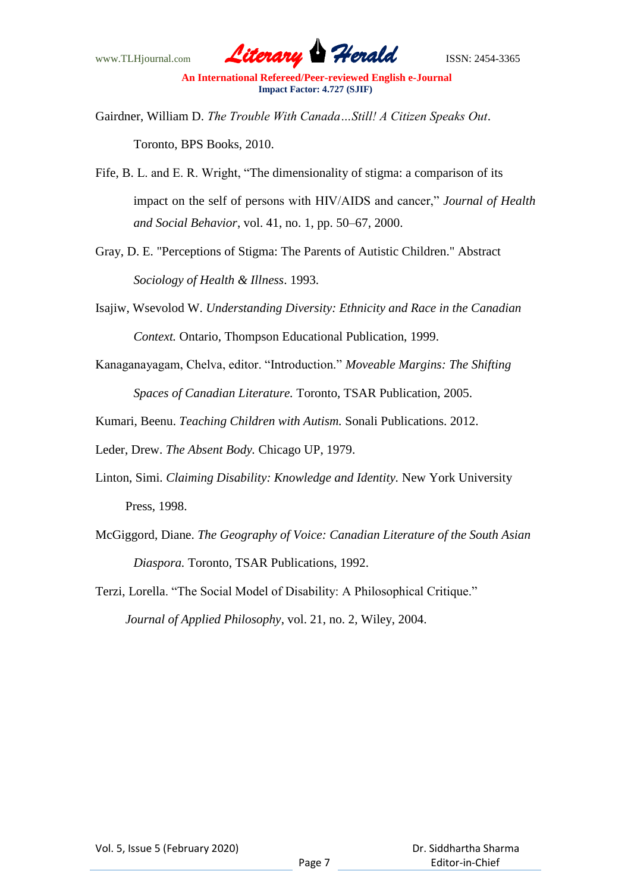Gairdner, William D. *The Trouble With Canada…Still! A Citizen Speaks Out*. Toronto, BPS Books, 2010.

Fife, B. L. and E. R. Wright, "The dimensionality of stigma: a comparison of its impact on the self of persons with HIV/AIDS and cancer," *Journal of Health and Social Behavior*, vol. 41, no. 1, pp. 50–67, 2000.

Gray, D. E. "Perceptions of Stigma: The Parents of Autistic Children." Abstract *Sociology of Health & Illness*. 1993.

Isajiw, Wsevolod W. *Understanding Diversity: Ethnicity and Race in the Canadian Context.* Ontario, Thompson Educational Publication, 1999.

Kanaganayagam, Chelva, editor. "Introduction." *Moveable Margins: The Shifting Spaces of Canadian Literature.* Toronto, TSAR Publication, 2005.

Kumari, Beenu. *Teaching Children with Autism.* Sonali Publications. 2012.

Leder, Drew. *The Absent Body.* Chicago UP, 1979.

Linton, Simi. *Claiming Disability: Knowledge and Identity.* New York University Press, 1998.

McGiggord, Diane. *The Geography of Voice: Canadian Literature of the South Asian Diaspora.* Toronto, TSAR Publications, 1992.

Terzi, Lorella. "The Social Model of Disability: A Philosophical Critique." *Journal of Applied Philosophy*, vol. 21, no. 2, Wiley, 2004.